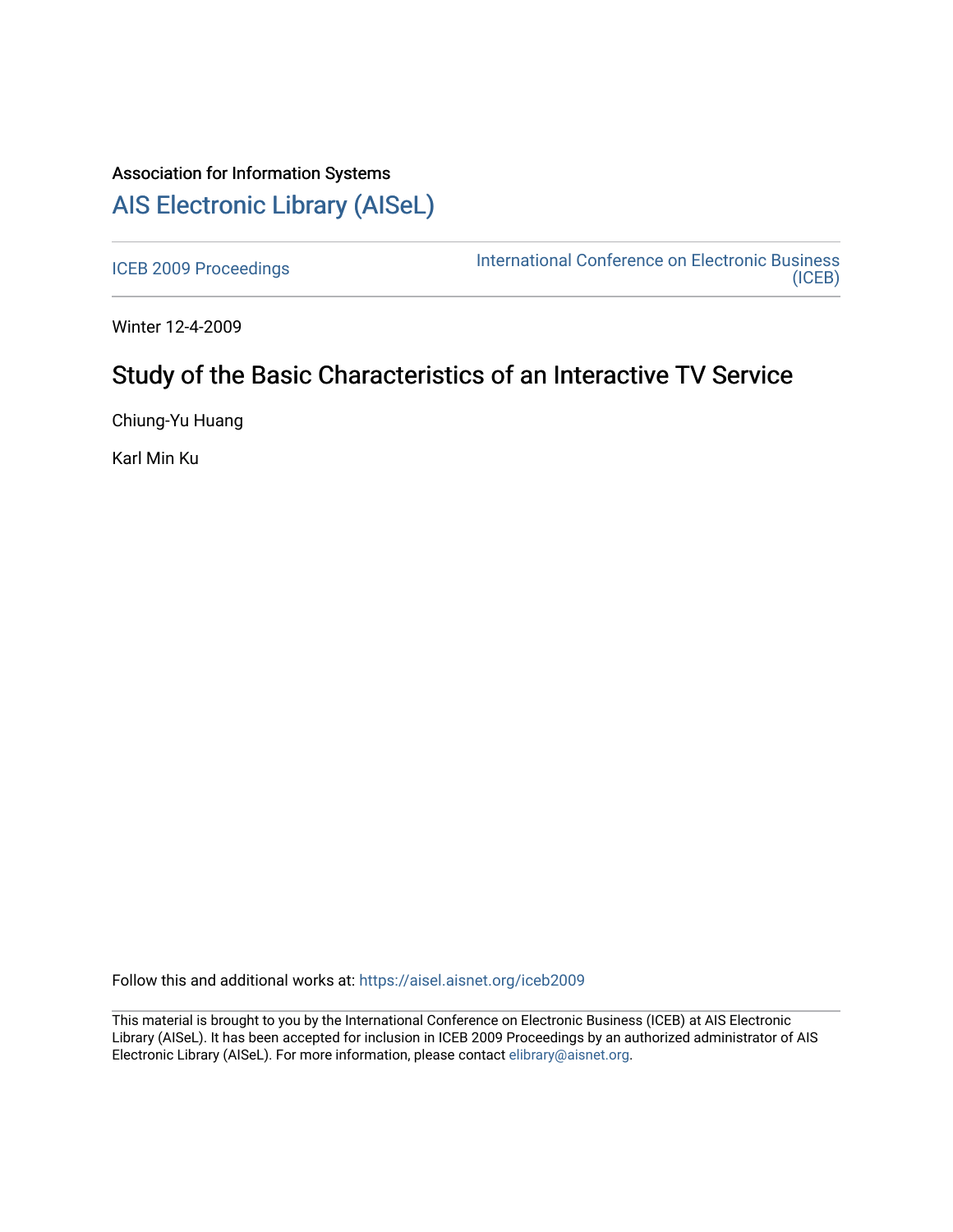Association for Information Systems

# AIS Electronic Library (AISeL)

ICEB 2009 Proceedings

International Conference on Electronic Business (ICEB)

Winter 12-4-2009

## Study of the Basic Characteristics of an Interactive TV Service

Chiung-Yu Huang

Karl Min Ku

Follow this and additional works at: https://aisel.aisnet.org/iceb2009

This material is brought to you by the International Conference on Electronic Business (ICEB) at AIS Electronic Library (AISeL). It has been accepted for inclusion in ICEB 2009 Proceedings by an authorized administrator of AIS Electronic Library (AISeL). For more information, please contact elibrary@aisnet.org.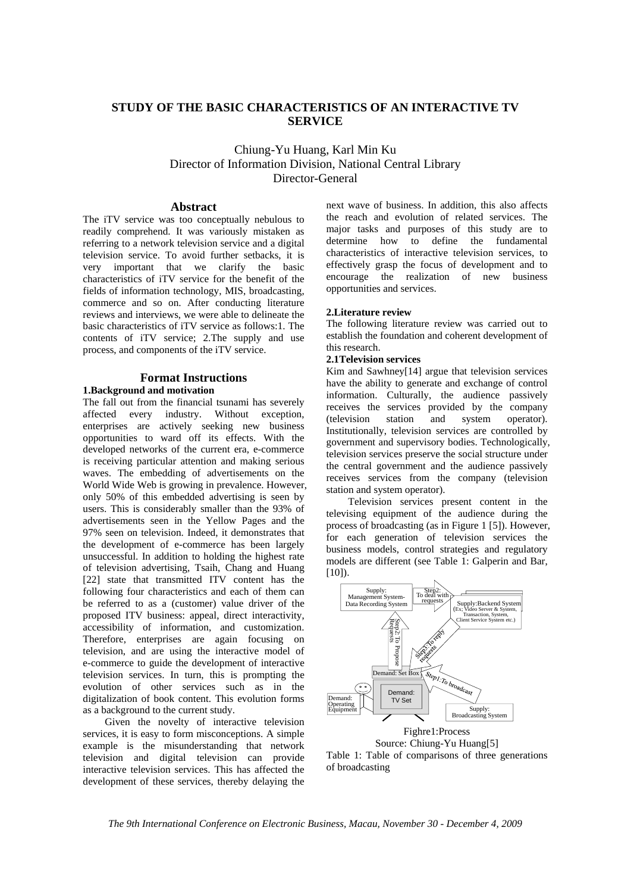# STUDY OF THE BASIC CHARACTERISTICS OF AN INTERACTIVE TV SERVICE

Chiung-Yu Huang, Karl Min Ku
Director of Information Division, National Central Library
Director-General

## Abstract

The iTV service was too conceptually nebulous to readily comprehend. It was variously mistaken as referring to a network television service and a digital television service. To avoid further setbacks, it is very important that we clarify the basic characteristics of iTV service for the benefit of the fields of information technology, MIS, broadcasting, commerce and so on. After conducting literature reviews and interviews, we were able to delineate the basic characteristics of iTV service as follows:1. The contents of iTV service; 2.The supply and use process, and components of the iTV service.

## Format Instructions

### 1.Background and motivation

The fall out from the financial tsunami has severely affected every industry. Without exception, enterprises are actively seeking new business opportunities to ward off its effects. With the developed networks of the current era, e-commerce is receiving particular attention and making serious waves. The embedding of advertisements on the World Wide Web is growing in prevalence. However, only 50% of this embedded advertising is seen by users. This is considerably smaller than the 93% of advertisements seen in the Yellow Pages and the 97% seen on television. Indeed, it demonstrates that the development of e-commerce has been largely unsuccessful. In addition to holding the highest rate of television advertising, Tsaih, Chang and Huang [22] state that transmitted ITV content has the following four characteristics and each of them can be referred to as a (customer) value driver of the proposed ITV business: appeal, direct interactivity, accessibility of information, and customization. Therefore, enterprises are again focusing on television, and are using the interactive model of e-commerce to guide the development of interactive television services. In turn, this is prompting the evolution of other services such as in the digitalization of book content. This evolution forms as a background to the current study.

Given the novelty of interactive television services, it is easy to form misconceptions. A simple example is the misunderstanding that network television and digital television can provide interactive television services. This has affected the development of these services, thereby delaying the next wave of business. In addition, this also affects the reach and evolution of related services. The major tasks and purposes of this study are to determine how to define the fundamental characteristics of interactive television services, to effectively grasp the focus of development and to encourage the realization of new business opportunities and services.

### 2.Literature review

The following literature review was carried out to establish the foundation and coherent development of this research.

### 2.1Television services

Kim and Sawhney[14] argue that television services have the ability to generate and exchange of control information. Culturally, the audience passively receives the services provided by the company (television station and system operator). Institutionally, television services are controlled by government and supervisory bodies. Technologically, television services preserve the social structure under the central government and the audience passively receives services from the company (television station and system operator).

Television services present content in the televising equipment of the audience during the process of broadcasting (as in Figure 1 [5]). However, for each generation of television services the business models, control strategies and regulatory models are different (see Table 1: Galperin and Bar, [10]).

Supply: Management System-Data Recording System
Step2: To deal with requests
Supply:Backend System (Ex; Video Server & System, Transaction, System, Client Service System etc.)
Step2: To Propose Requests
Step3: To reply requests
Demand: Set Box
Step1: To broadcast
Demand: Operating Equipment
Demand: TV Set
Supply: Broadcasting System

Fighre1:Process
Source: Chiung-Yu Huang[5]

Table 1: Table of comparisons of three generations of broadcasting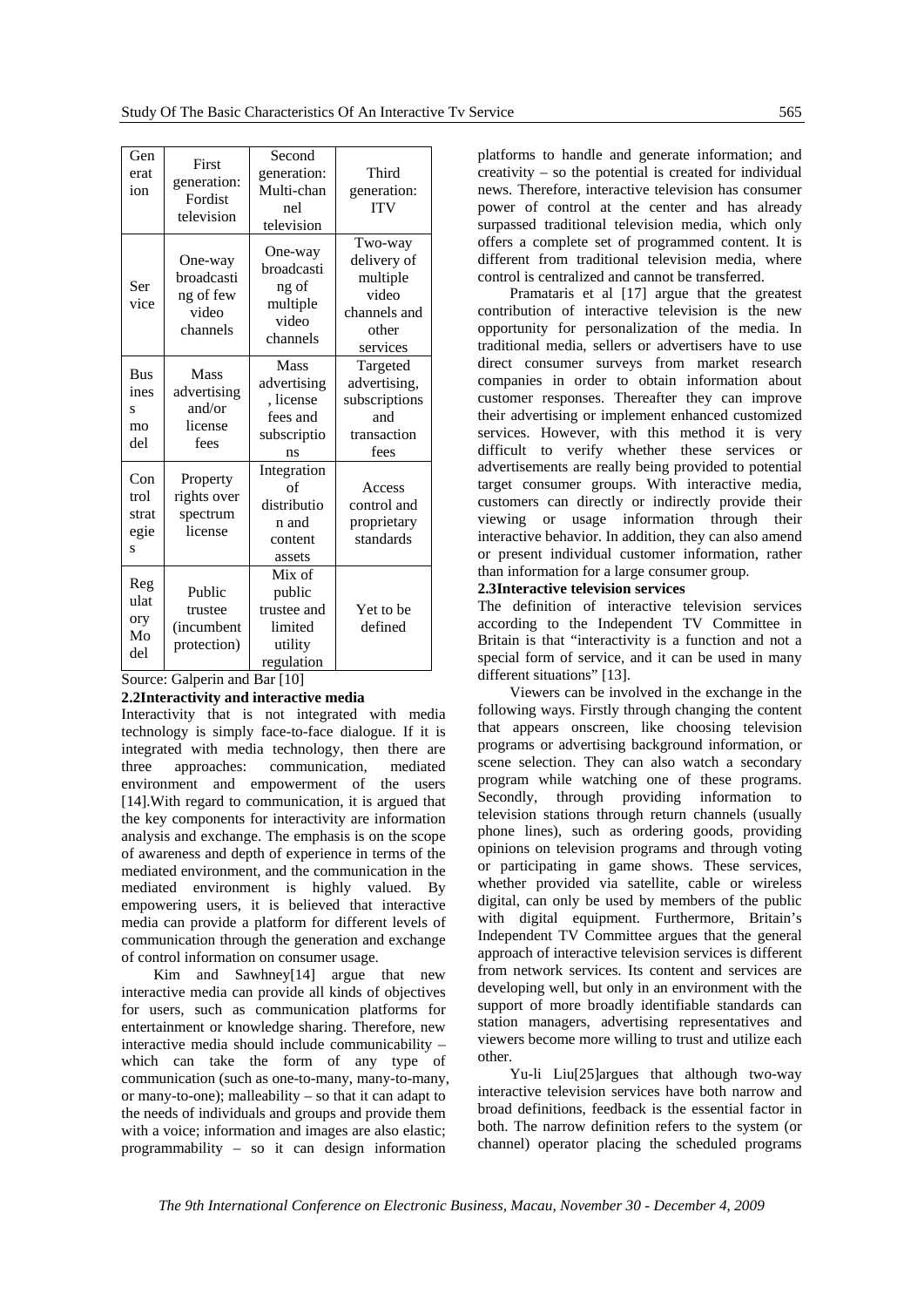| Generation | First generation: Fordist television | Second generation: Multi-channel television | Third generation: ITV |
|---|---|---|---|
| Service | One-way broadcasting of few video channels | One-way broadcasting of multiple video channels | Two-way delivery of multiple video channels and other services |
| Business model | Mass advertising and/or license fees | Mass advertising, license fees and subscriptions | Targeted advertising, subscriptions and transaction fees |
| Control strategies | Property rights over spectrum license | Integration of distribution and content assets | Access control and proprietary standards |
| Regulatory Model | Public trustee (incumbent protection) | Mix of public trustee and limited utility regulation | Yet to be defined |

Source: Galperin and Bar [10]

**2.2Interactivity and interactive media**

Interactivity that is not integrated with media technology is simply face-to-face dialogue. If it is integrated with media technology, then there are three approaches: communication, mediated environment and empowerment of the users [14].With regard to communication, it is argued that the key components for interactivity are information analysis and exchange. The emphasis is on the scope of awareness and depth of experience in terms of the mediated environment, and the communication in the mediated environment is highly valued. By empowering users, it is believed that interactive media can provide a platform for different levels of communication through the generation and exchange of control information on consumer usage.

Kim and Sawhney[14] argue that new interactive media can provide all kinds of objectives for users, such as communication platforms for entertainment or knowledge sharing. Therefore, new interactive media should include communicability – which can take the form of any type of communication (such as one-to-many, many-to-many, or many-to-one); malleability – so that it can adapt to the needs of individuals and groups and provide them with a voice; information and images are also elastic; programmability – so it can design information platforms to handle and generate information; and creativity – so the potential is created for individual news. Therefore, interactive television has consumer power of control at the center and has already surpassed traditional television media, which only offers a complete set of programmed content. It is different from traditional television media, where control is centralized and cannot be transferred.

Pramataris et al [17] argue that the greatest contribution of interactive television is the new opportunity for personalization of the media. In traditional media, sellers or advertisers have to use direct consumer surveys from market research companies in order to obtain information about customer responses. Thereafter they can improve their advertising or implement enhanced customized services. However, with this method it is very difficult to verify whether these services or advertisements are really being provided to potential target consumer groups. With interactive media, customers can directly or indirectly provide their viewing or usage information through their interactive behavior. In addition, they can also amend or present individual customer information, rather than information for a large consumer group.

**2.3Interactive television services**

The definition of interactive television services according to the Independent TV Committee in Britain is that "interactivity is a function and not a special form of service, and it can be used in many different situations" [13].

Viewers can be involved in the exchange in the following ways. Firstly through changing the content that appears onscreen, like choosing television programs or advertising background information, or scene selection. They can also watch a secondary program while watching one of these programs. Secondly, through providing information to television stations through return channels (usually phone lines), such as ordering goods, providing opinions on television programs and through voting or participating in game shows. These services, whether provided via satellite, cable or wireless digital, can only be used by members of the public with digital equipment. Furthermore, Britain's Independent TV Committee argues that the general approach of interactive television services is different from network services. Its content and services are developing well, but only in an environment with the support of more broadly identifiable standards can station managers, advertising representatives and viewers become more willing to trust and utilize each other.

Yu-li Liu[25]argues that although two-way interactive television services have both narrow and broad definitions, feedback is the essential factor in both. The narrow definition refers to the system (or channel) operator placing the scheduled programs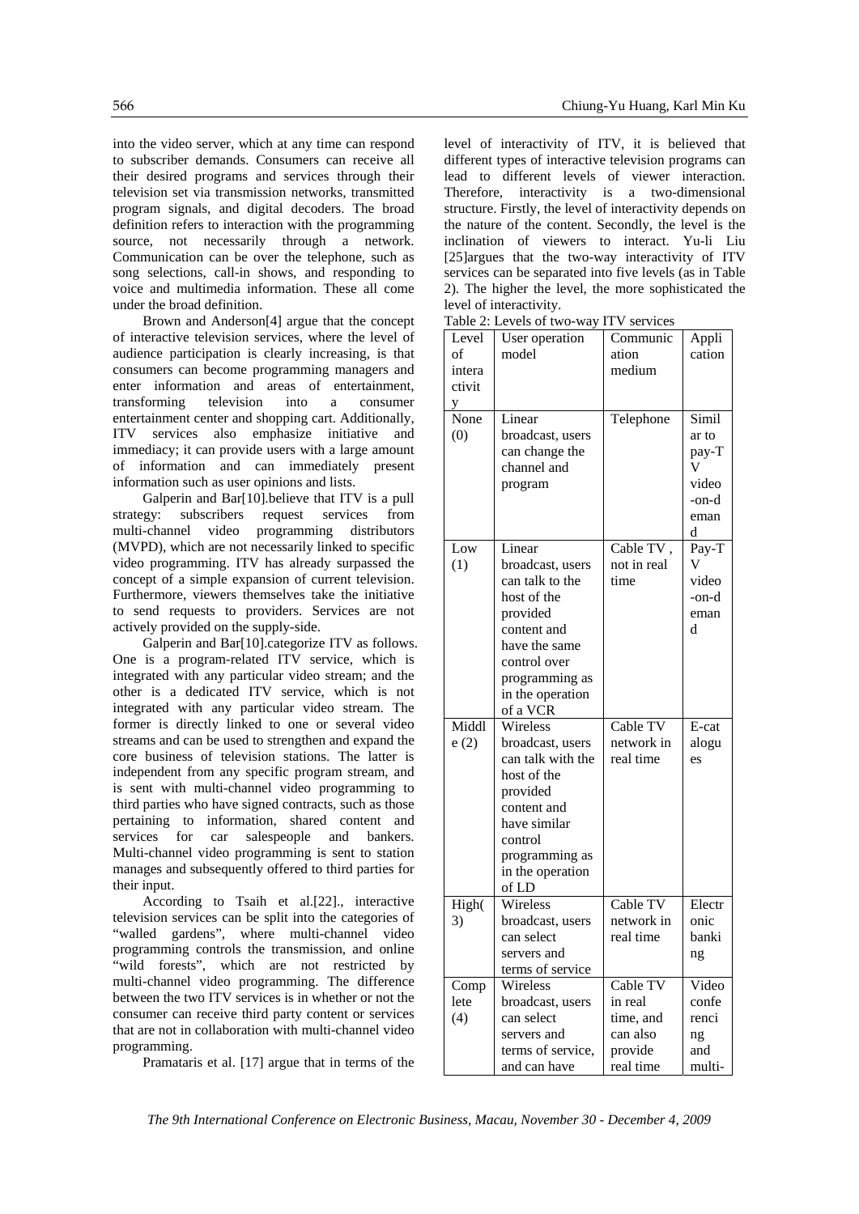into the video server, which at any time can respond to subscriber demands. Consumers can receive all their desired programs and services through their television set via transmission networks, transmitted program signals, and digital decoders. The broad definition refers to interaction with the programming source, not necessarily through a network. Communication can be over the telephone, such as song selections, call-in shows, and responding to voice and multimedia information. These all come under the broad definition.

Brown and Anderson[4] argue that the concept of interactive television services, where the level of audience participation is clearly increasing, is that consumers can become programming managers and enter information and areas of entertainment, transforming television into a consumer entertainment center and shopping cart. Additionally, ITV services also emphasize initiative and immediacy; it can provide users with a large amount of information and can immediately present information such as user opinions and lists.

Galperin and Bar[10].believe that ITV is a pull strategy: subscribers request services from multi-channel video programming distributors (MVPD), which are not necessarily linked to specific video programming. ITV has already surpassed the concept of a simple expansion of current television. Furthermore, viewers themselves take the initiative to send requests to providers. Services are not actively provided on the supply-side.

Galperin and Bar[10].categorize ITV as follows. One is a program-related ITV service, which is integrated with any particular video stream; and the other is a dedicated ITV service, which is not integrated with any particular video stream. The former is directly linked to one or several video streams and can be used to strengthen and expand the core business of television stations. The latter is independent from any specific program stream, and is sent with multi-channel video programming to third parties who have signed contracts, such as those pertaining to information, shared content and services for car salespeople and bankers. Multi-channel video programming is sent to station manages and subsequently offered to third parties for their input.

According to Tsaih et al[22]., interactive television services can be split into the categories of "walled gardens", where multi-channel video programming controls the transmission, and online "wild forests", which are not restricted by multi-channel video programming. The difference between the two ITV services is in whether or not the consumer can receive third party content or services that are not in collaboration with multi-channel video programming.

Pramataris et al. [17] argue that in terms of the level of interactivity of ITV, it is believed that different types of interactive television programs can lead to different levels of viewer interaction. Therefore, interactivity is a two-dimensional structure. Firstly, the level of interactivity depends on the nature of the content. Secondly, the level is the inclination of viewers to interact. Yu-li Liu [25]argues that the two-way interactivity of ITV services can be separated into five levels (as in Table 2). The higher the level, the more sophisticated the level of interactivity.

Table 2: Levels of two-way ITV services

| Level of interactivity | User operation model | Communication medium | Application |
|---|---|---|---|
| None (0) | Linear broadcast, users can change the channel and program | Telephone | Similar to pay-TV video-on-demand |
| Low (1) | Linear broadcast, users can talk to the host of the provided content and have the same control over programming as in the operation of a VCR | Cable TV , not in real time | Pay-TV video-on-demand |
| Middle (2) | Wireless broadcast, users can talk with the host of the provided content and have similar control programming as in the operation of LD | Cable TV network in real time | E-catalogues |
| High(3) | Wireless broadcast, users can select servers and terms of service | Cable TV network in real time | Electronic banking |
| Complete (4) | Wireless broadcast, users can select servers and terms of service, and can have | Cable TV in real time, and can also provide real time | Video conferencing and multi- |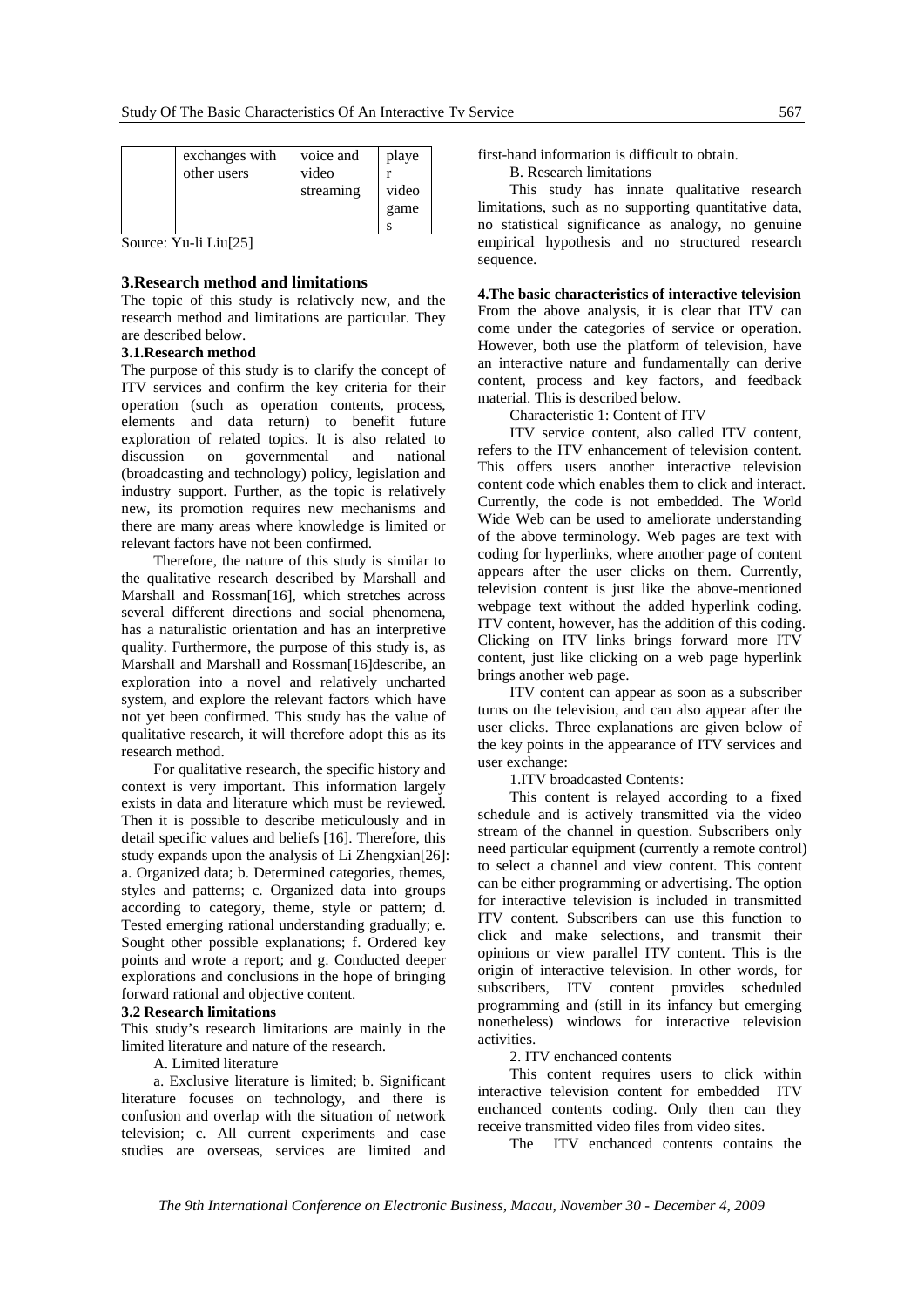| | exchanges with other users | voice and video streaming | player video games |
|---|---|---|---|

Source: Yu-li Liu[25]

## 3.Research method and limitations

The topic of this study is relatively new, and the research method and limitations are particular. They are described below.

### 3.1.Research method

The purpose of this study is to clarify the concept of ITV services and confirm the key criteria for their operation (such as operation contents, process, elements and data return) to benefit future exploration of related topics. It is also related to discussion on governmental and national (broadcasting and technology) policy, legislation and industry support. Further, as the topic is relatively new, its promotion requires new mechanisms and there are many areas where knowledge is limited or relevant factors have not been confirmed.

Therefore, the nature of this study is similar to the qualitative research described by Marshall and Marshall and Rossman[16], which stretches across several different directions and social phenomena, has a naturalistic orientation and has an interpretive quality. Furthermore, the purpose of this study is, as Marshall and Marshall and Rossman[16]describe, an exploration into a novel and relatively uncharted system, and explore the relevant factors which have not yet been confirmed. This study has the value of qualitative research, it will therefore adopt this as its research method.

For qualitative research, the specific history and context is very important. This information largely exists in data and literature which must be reviewed. Then it is possible to describe meticulously and in detail specific values and beliefs [16]. Therefore, this study expands upon the analysis of Li Zhengxian[26]: a. Organized data; b. Determined categories, themes, styles and patterns; c. Organized data into groups according to category, theme, style or pattern; d. Tested emerging rational understanding gradually; e. Sought other possible explanations; f. Ordered key points and wrote a report; and g. Conducted deeper explorations and conclusions in the hope of bringing forward rational and objective content.

### 3.2 Research limitations

This study's research limitations are mainly in the limited literature and nature of the research.

A. Limited literature

a. Exclusive literature is limited; b. Significant literature focuses on technology, and there is confusion and overlap with the situation of network television; c. All current experiments and case studies are overseas, services are limited and first-hand information is difficult to obtain.

B. Research limitations

This study has innate qualitative research limitations, such as no supporting quantitative data, no statistical significance as analogy, no genuine empirical hypothesis and no structured research sequence.

## 4.The basic characteristics of interactive television

From the above analysis, it is clear that ITV can come under the categories of service or operation. However, both use the platform of television, have an interactive nature and fundamentally can derive content, process and key factors, and feedback material. This is described below.

Characteristic 1: Content of ITV

ITV service content, also called ITV content, refers to the ITV enhancement of television content. This offers users another interactive television content code which enables them to click and interact. Currently, the code is not embedded. The World Wide Web can be used to ameliorate understanding of the above terminology. Web pages are text with coding for hyperlinks, where another page of content appears after the user clicks on them. Currently, television content is just like the above-mentioned webpage text without the added hyperlink coding. ITV content, however, has the addition of this coding. Clicking on ITV links brings forward more ITV content, just like clicking on a web page hyperlink brings another web page.

ITV content can appear as soon as a subscriber turns on the television, and can also appear after the user clicks. Three explanations are given below of the key points in the appearance of ITV services and user exchange:

1.ITV broadcasted Contents:

This content is relayed according to a fixed schedule and is actively transmitted via the video stream of the channel in question. Subscribers only need particular equipment (currently a remote control) to select a channel and view content. This content can be either programming or advertising. The option for interactive television is included in transmitted ITV content. Subscribers can use this function to click and make selections, and transmit their opinions or view parallel ITV content. This is the origin of interactive television. In other words, for subscribers, ITV content provides scheduled programming and (still in its infancy but emerging nonetheless) windows for interactive television activities.

2. ITV enchanced contents

This content requires users to click within interactive television content for embedded ITV enchanced contents coding. Only then can they receive transmitted video files from video sites.

The ITV enchanced contents contains the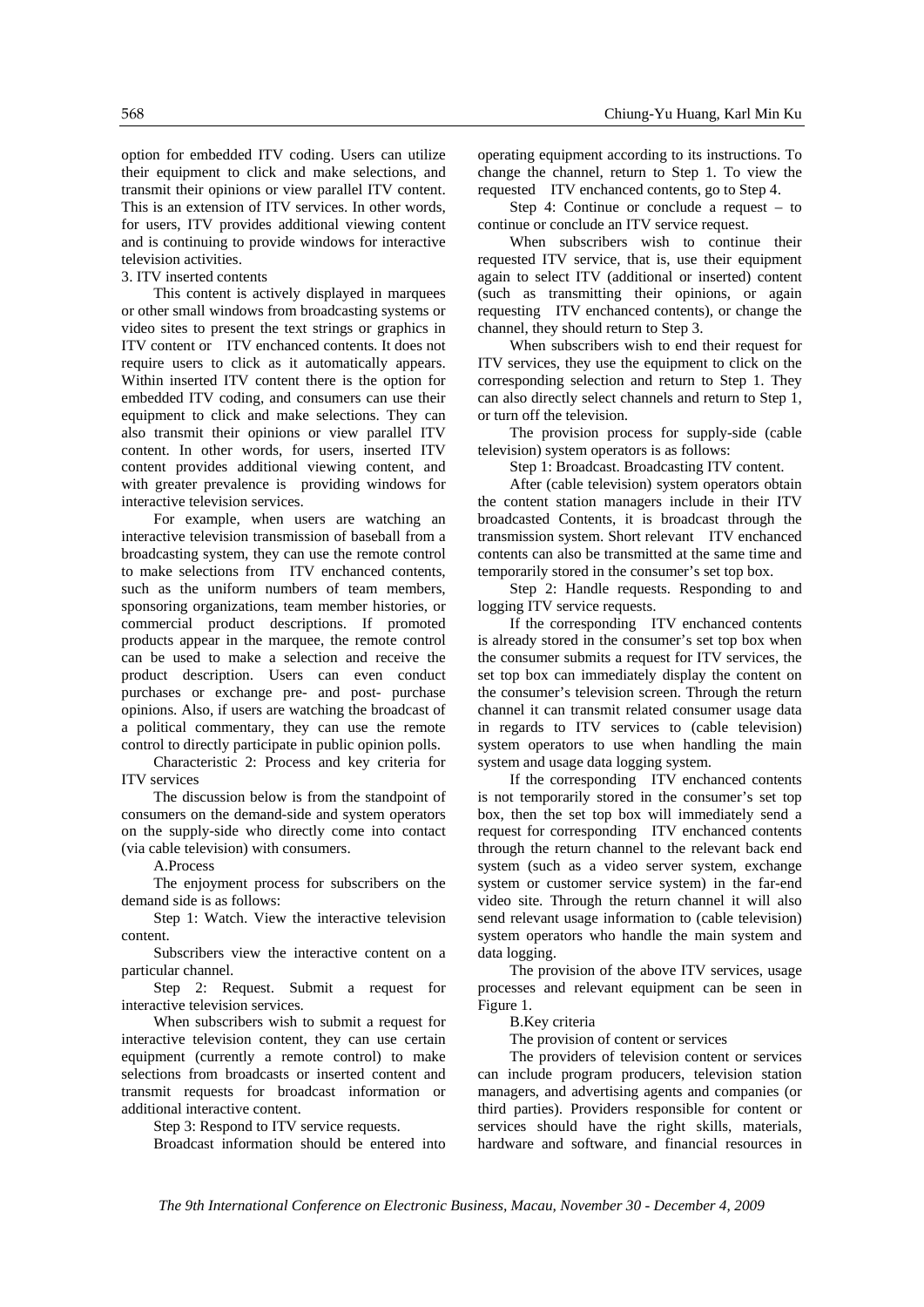option for embedded ITV coding. Users can utilize their equipment to click and make selections, and transmit their opinions or view parallel ITV content. This is an extension of ITV services. In other words, for users, ITV provides additional viewing content and is continuing to provide windows for interactive television activities.

3. ITV inserted contents

This content is actively displayed in marquees or other small windows from broadcasting systems or video sites to present the text strings or graphics in ITV content or ITV enchanced contents. It does not require users to click as it automatically appears. Within inserted ITV content there is the option for embedded ITV coding, and consumers can use their equipment to click and make selections. They can also transmit their opinions or view parallel ITV content. In other words, for users, inserted ITV content provides additional viewing content, and with greater prevalence is providing windows for interactive television services.

For example, when users are watching an interactive television transmission of baseball from a broadcasting system, they can use the remote control to make selections from ITV enchanced contents, such as the uniform numbers of team members, sponsoring organizations, team member histories, or commercial product descriptions. If promoted products appear in the marquee, the remote control can be used to make a selection and receive the product description. Users can even conduct purchases or exchange pre- and post- purchase opinions. Also, if users are watching the broadcast of a political commentary, they can use the remote control to directly participate in public opinion polls.

Characteristic 2: Process and key criteria for ITV services

The discussion below is from the standpoint of consumers on the demand-side and system operators on the supply-side who directly come into contact (via cable television) with consumers.

A.Process

The enjoyment process for subscribers on the demand side is as follows:

Step 1: Watch. View the interactive television content.

Subscribers view the interactive content on a particular channel.

Step 2: Request. Submit a request for interactive television services.

When subscribers wish to submit a request for interactive television content, they can use certain equipment (currently a remote control) to make selections from broadcasts or inserted content and transmit requests for broadcast information or additional interactive content.

Step 3: Respond to ITV service requests.

Broadcast information should be entered into operating equipment according to its instructions. To change the channel, return to Step 1. To view the requested ITV enchanced contents, go to Step 4.

Step 4: Continue or conclude a request – to continue or conclude an ITV service request.

When subscribers wish to continue their requested ITV service, that is, use their equipment again to select ITV (additional or inserted) content (such as transmitting their opinions, or again requesting ITV enchanced contents), or change the channel, they should return to Step 3.

When subscribers wish to end their request for ITV services, they use the equipment to click on the corresponding selection and return to Step 1. They can also directly select channels and return to Step 1, or turn off the television.

The provision process for supply-side (cable television) system operators is as follows:

Step 1: Broadcast. Broadcasting ITV content.

After (cable television) system operators obtain the content station managers include in their ITV broadcasted Contents, it is broadcast through the transmission system. Short relevant ITV enchanced contents can also be transmitted at the same time and temporarily stored in the consumer's set top box.

Step 2: Handle requests. Responding to and logging ITV service requests.

If the corresponding ITV enchanced contents is already stored in the consumer's set top box when the consumer submits a request for ITV services, the set top box can immediately display the content on the consumer's television screen. Through the return channel it can transmit related consumer usage data in regards to ITV services to (cable television) system operators to use when handling the main system and usage data logging system.

If the corresponding ITV enchanced contents is not temporarily stored in the consumer's set top box, then the set top box will immediately send a request for corresponding ITV enchanced contents through the return channel to the relevant back end system (such as a video server system, exchange system or customer service system) in the far-end video site. Through the return channel it will also send relevant usage information to (cable television) system operators who handle the main system and data logging.

The provision of the above ITV services, usage processes and relevant equipment can be seen in Figure 1.

B.Key criteria

The provision of content or services

The providers of television content or services can include program producers, television station managers, and advertising agents and companies (or third parties). Providers responsible for content or services should have the right skills, materials, hardware and software, and financial resources in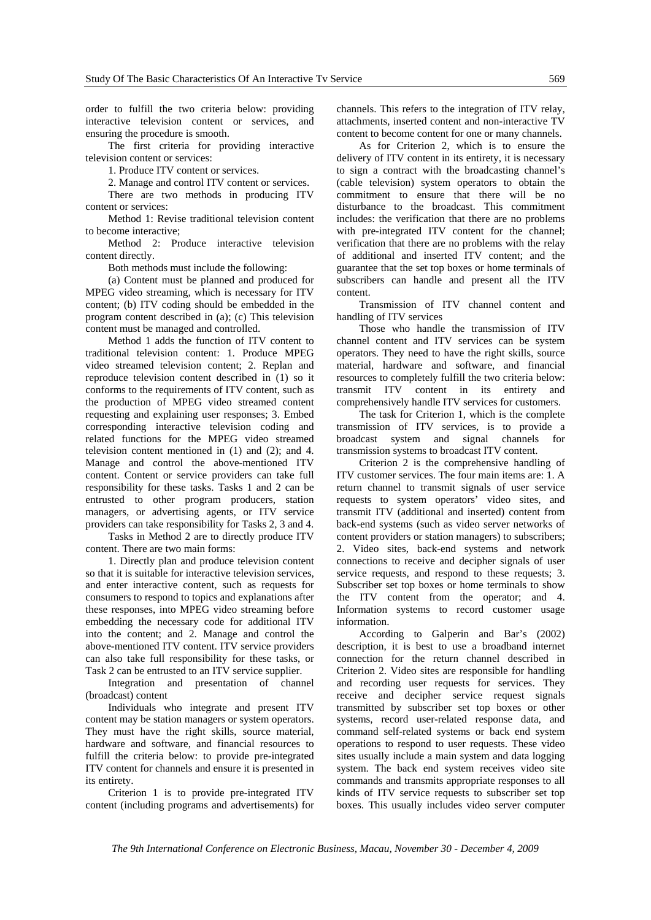order to fulfill the two criteria below: providing interactive television content or services, and ensuring the procedure is smooth.

The first criteria for providing interactive television content or services:

1. Produce ITV content or services.

2. Manage and control ITV content or services.

There are two methods in producing ITV content or services:

Method 1: Revise traditional television content to become interactive;

Method 2: Produce interactive television content directly.

Both methods must include the following:

(a) Content must be planned and produced for MPEG video streaming, which is necessary for ITV content; (b) ITV coding should be embedded in the program content described in (a); (c) This television content must be managed and controlled.

Method 1 adds the function of ITV content to traditional television content: 1. Produce MPEG video streamed television content; 2. Replan and reproduce television content described in (1) so it conforms to the requirements of ITV content, such as the production of MPEG video streamed content requesting and explaining user responses; 3. Embed corresponding interactive television coding and related functions for the MPEG video streamed television content mentioned in (1) and (2); and 4. Manage and control the above-mentioned ITV content. Content or service providers can take full responsibility for these tasks. Tasks 1 and 2 can be entrusted to other program producers, station managers, or advertising agents, or ITV service providers can take responsibility for Tasks 2, 3 and 4.

Tasks in Method 2 are to directly produce ITV content. There are two main forms:

1. Directly plan and produce television content so that it is suitable for interactive television services, and enter interactive content, such as requests for consumers to respond to topics and explanations after these responses, into MPEG video streaming before embedding the necessary code for additional ITV into the content; and 2. Manage and control the above-mentioned ITV content. ITV service providers can also take full responsibility for these tasks, or Task 2 can be entrusted to an ITV service supplier.

Integration and presentation of channel (broadcast) content

Individuals who integrate and present ITV content may be station managers or system operators. They must have the right skills, source material, hardware and software, and financial resources to fulfill the criteria below: to provide pre-integrated ITV content for channels and ensure it is presented in its entirety.

Criterion 1 is to provide pre-integrated ITV content (including programs and advertisements) for channels. This refers to the integration of ITV relay, attachments, inserted content and non-interactive TV content to become content for one or many channels.

As for Criterion 2, which is to ensure the delivery of ITV content in its entirety, it is necessary to sign a contract with the broadcasting channel's (cable television) system operators to obtain the commitment to ensure that there will be no disturbance to the broadcast. This commitment includes: the verification that there are no problems with pre-integrated ITV content for the channel; verification that there are no problems with the relay of additional and inserted ITV content; and the guarantee that the set top boxes or home terminals of subscribers can handle and present all the ITV content.

Transmission of ITV channel content and handling of ITV services

Those who handle the transmission of ITV channel content and ITV services can be system operators. They need to have the right skills, source material, hardware and software, and financial resources to completely fulfill the two criteria below: transmit ITV content in its entirety and comprehensively handle ITV services for customers.

The task for Criterion 1, which is the complete transmission of ITV services, is to provide a broadcast system and signal channels for transmission systems to broadcast ITV content.

Criterion 2 is the comprehensive handling of ITV customer services. The four main items are: 1. A return channel to transmit signals of user service requests to system operators' video sites, and transmit ITV (additional and inserted) content from back-end systems (such as video server networks of content providers or station managers) to subscribers; 2. Video sites, back-end systems and network connections to receive and decipher signals of user service requests, and respond to these requests; 3. Subscriber set top boxes or home terminals to show the ITV content from the operator; and 4. Information systems to record customer usage information.

According to Galperin and Bar's (2002) description, it is best to use a broadband internet connection for the return channel described in Criterion 2. Video sites are responsible for handling and recording user requests for services. They receive and decipher service request signals transmitted by subscriber set top boxes or other systems, record user-related response data, and command self-related systems or back end system operations to respond to user requests. These video sites usually include a main system and data logging system. The back end system receives video site commands and transmits appropriate responses to all kinds of ITV service requests to subscriber set top boxes. This usually includes video server computer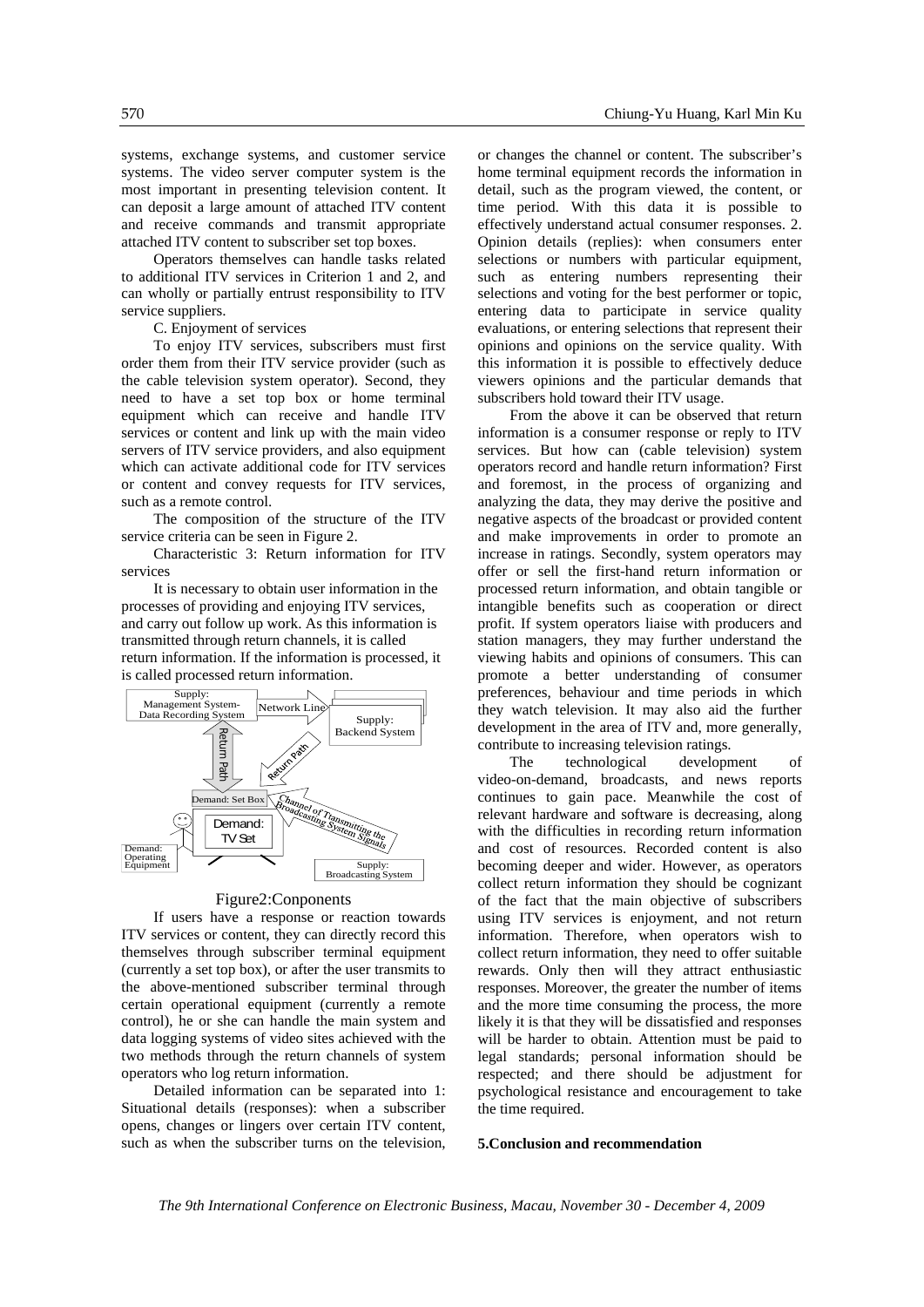systems, exchange systems, and customer service systems. The video server computer system is the most important in presenting television content. It can deposit a large amount of attached ITV content and receive commands and transmit appropriate attached ITV content to subscriber set top boxes.

Operators themselves can handle tasks related to additional ITV services in Criterion 1 and 2, and can wholly or partially entrust responsibility to ITV service suppliers.

C. Enjoyment of services

To enjoy ITV services, subscribers must first order them from their ITV service provider (such as the cable television system operator). Second, they need to have a set top box or home terminal equipment which can receive and handle ITV services or content and link up with the main video servers of ITV service providers, and also equipment which can activate additional code for ITV services or content and convey requests for ITV services, such as a remote control.

The composition of the structure of the ITV service criteria can be seen in Figure 2.

Characteristic 3: Return information for ITV services

It is necessary to obtain user information in the processes of providing and enjoying ITV services, and carry out follow up work. As this information is transmitted through return channels, it is called return information. If the information is processed, it is called processed return information.

Figure2:Conponents

If users have a response or reaction towards ITV services or content, they can directly record this themselves through subscriber terminal equipment (currently a set top box), or after the user transmits to the above-mentioned subscriber terminal through certain operational equipment (currently a remote control), he or she can handle the main system and data logging systems of video sites achieved with the two methods through the return channels of system operators who log return information.

Detailed information can be separated into 1: Situational details (responses): when a subscriber opens, changes or lingers over certain ITV content, such as when the subscriber turns on the television, or changes the channel or content. The subscriber's home terminal equipment records the information in detail, such as the program viewed, the content, or time period. With this data it is possible to effectively understand actual consumer responses. 2. Opinion details (replies): when consumers enter selections or numbers with particular equipment, such as entering numbers representing their selections and voting for the best performer or topic, entering data to participate in service quality evaluations, or entering selections that represent their opinions and opinions on the service quality. With this information it is possible to effectively deduce viewers opinions and the particular demands that subscribers hold toward their ITV usage.

From the above it can be observed that return information is a consumer response or reply to ITV services. But how can (cable television) system operators record and handle return information? First and foremost, in the process of organizing and analyzing the data, they may derive the positive and negative aspects of the broadcast or provided content and make improvements in order to promote an increase in ratings. Secondly, system operators may offer or sell the first-hand return information or processed return information, and obtain tangible or intangible benefits such as cooperation or direct profit. If system operators liaise with producers and station managers, they may further understand the viewing habits and opinions of consumers. This can promote a better understanding of consumer preferences, behaviour and time periods in which they watch television. It may also aid the further development in the area of ITV and, more generally, contribute to increasing television ratings.

The technological development of video-on-demand, broadcasts, and news reports continues to gain pace. Meanwhile the cost of relevant hardware and software is decreasing, along with the difficulties in recording return information and cost of resources. Recorded content is also becoming deeper and wider. However, as operators collect return information they should be cognizant of the fact that the main objective of subscribers using ITV services is enjoyment, and not return information. Therefore, when operators wish to collect return information, they need to offer suitable rewards. Only then will they attract enthusiastic responses. Moreover, the greater the number of items and the more time consuming the process, the more likely it is that they will be dissatisfied and responses will be harder to obtain. Attention must be paid to legal standards; personal information should be respected; and there should be adjustment for psychological resistance and encouragement to take the time required.

**5.Conclusion and recommendation**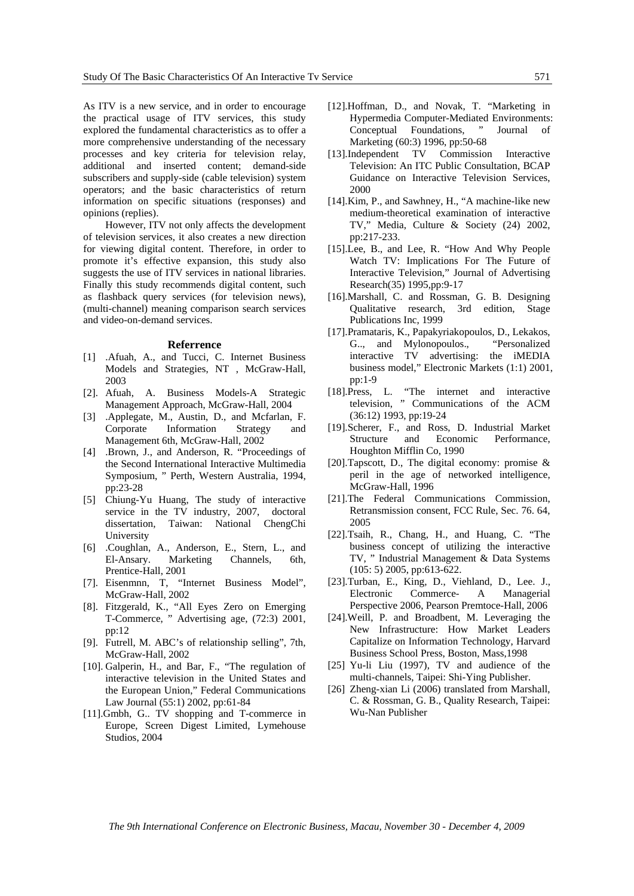As ITV is a new service, and in order to encourage the practical usage of ITV services, this study explored the fundamental characteristics as to offer a more comprehensive understanding of the necessary processes and key criteria for television relay, additional and inserted content; demand-side subscribers and supply-side (cable television) system operators; and the basic characteristics of return information on specific situations (responses) and opinions (replies).

However, ITV not only affects the development of television services, it also creates a new direction for viewing digital content. Therefore, in order to promote it's effective expansion, this study also suggests the use of ITV services in national libraries. Finally this study recommends digital content, such as flashback query services (for television news), (multi-channel) meaning comparison search services and video-on-demand services.

## Referrence

[1] .Afuah, A., and Tucci, C. Internet Business Models and Strategies, NT , McGraw-Hall, 2003

[2]. Afuah, A. Business Models-A Strategic Management Approach, McGraw-Hall, 2004

[3] .Applegate, M., Austin, D., and Mcfarlan, F. Corporate Information Strategy and Management 6th, McGraw-Hall, 2002

[4] .Brown, J., and Anderson, R. "Proceedings of the Second International Interactive Multimedia Symposium, " Perth, Western Australia, 1994, pp:23-28

[5] Chiung-Yu Huang, The study of interactive service in the TV industry, 2007, doctoral dissertation, Taiwan: National ChengChi University

[6] .Coughlan, A., Anderson, E., Stern, L., and El-Ansary. Marketing Channels, 6th, Prentice-Hall, 2001

[7]. Eisenmnn, T, "Internet Business Model", McGraw-Hall, 2002

[8]. Fitzgerald, K., "All Eyes Zero on Emerging T-Commerce, " Advertising age, (72:3) 2001, pp:12

[9]. Futrell, M. ABC's of relationship selling", 7th, McGraw-Hall, 2002

[10]. Galperin, H., and Bar, F., "The regulation of interactive television in the United States and the European Union," Federal Communications Law Journal (55:1) 2002, pp:61-84

[11].Gmbh, G.. TV shopping and T-commerce in Europe, Screen Digest Limited, Lymehouse Studios, 2004

[12].Hoffman, D., and Novak, T. "Marketing in Hypermedia Computer-Mediated Environments: Conceptual Foundations, " Journal of Marketing (60:3) 1996, pp:50-68

[13].Independent TV Commission Interactive Television: An ITC Public Consultation, BCAP Guidance on Interactive Television Services, 2000

[14].Kim, P., and Sawhney, H., "A machine-like new medium-theoretical examination of interactive TV," Media, Culture & Society (24) 2002, pp:217-233.

[15].Lee, B., and Lee, R. "How And Why People Watch TV: Implications For The Future of Interactive Television," Journal of Advertising Research(35) 1995,pp:9-17

[16].Marshall, C. and Rossman, G. B. Designing Qualitative research, 3rd edition, Stage Publications Inc, 1999

[17].Pramataris, K., Papakyriakopoulos, D., Lekakos, G.., and Mylonopoulos., "Personalized interactive TV advertising: the iMEDIA business model," Electronic Markets (1:1) 2001, pp:1-9

[18].Press, L. "The internet and interactive television, " Communications of the ACM (36:12) 1993, pp:19-24

[19].Scherer, F., and Ross, D. Industrial Market Structure and Economic Performance, Houghton Mifflin Co, 1990

[20].Tapscott, D., The digital economy: promise & peril in the age of networked intelligence, McGraw-Hall, 1996

[21].The Federal Communications Commission, Retransmission consent, FCC Rule, Sec. 76. 64, 2005

[22].Tsaih, R., Chang, H., and Huang, C. "The business concept of utilizing the interactive TV, " Industrial Management & Data Systems (105: 5) 2005, pp:613-622.

[23].Turban, E., King, D., Viehland, D., Lee. J., Electronic Commerce- A Managerial Perspective 2006, Pearson Premtoce-Hall, 2006

[24].Weill, P. and Broadbent, M. Leveraging the New Infrastructure: How Market Leaders Capitalize on Information Technology, Harvard Business School Press, Boston, Mass,1998

[25] Yu-li Liu (1997), TV and audience of the multi-channels, Taipei: Shi-Ying Publisher.

[26] Zheng-xian Li (2006) translated from Marshall, C. & Rossman, G. B., Quality Research, Taipei: Wu-Nan Publisher